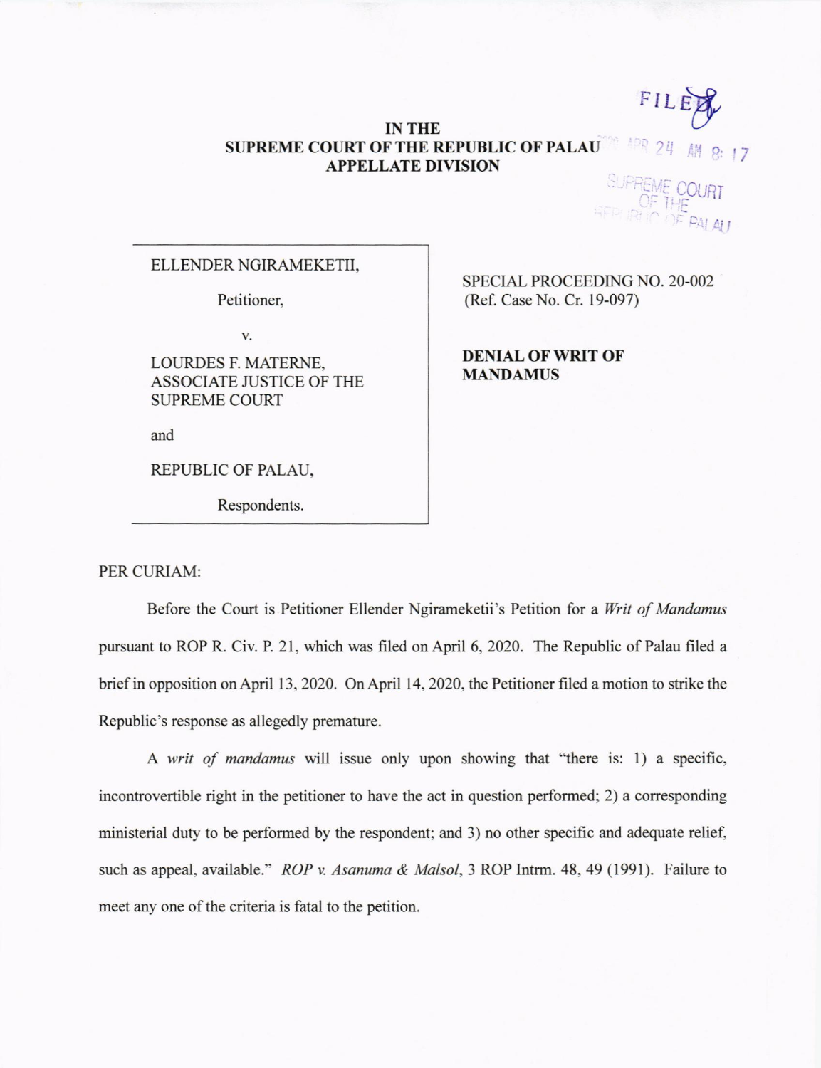FILED

2020 APR 24 AM 8:17

SUPREME COURT OF THE REPUBLIC OF PALAU

**IN THE**
**SUPREME COURT OF THE REPUBLIC OF PALAU**
**APPELLATE DIVISION**

| | |
|---|---|
| ELLENDER NGIRAMEKETII,<br><br>Petitioner,<br><br>v.<br><br>LOURDES F. MATERNE, ASSOCIATE JUSTICE OF THE SUPREME COURT<br><br>and<br><br>REPUBLIC OF PALAU,<br><br>Respondents. | SPECIAL PROCEEDING NO. 20-002<br>(Ref. Case No. Cr. 19-097)<br><br>**DENIAL OF WRIT OF MANDAMUS** |

PER CURIAM:

Before the Court is Petitioner Ellender Ngirameketii's Petition for a *Writ of Mandamus* pursuant to ROP R. Civ. P. 21, which was filed on April 6, 2020. The Republic of Palau filed a brief in opposition on April 13, 2020. On April 14, 2020, the Petitioner filed a motion to strike the Republic's response as allegedly premature.

A *writ of mandamus* will issue only upon showing that "there is: 1) a specific, incontrovertible right in the petitioner to have the act in question performed; 2) a corresponding ministerial duty to be performed by the respondent; and 3) no other specific and adequate relief, such as appeal, available." *ROP v. Asanuma & Malsol*, 3 ROP Intrm. 48, 49 (1991). Failure to meet any one of the criteria is fatal to the petition.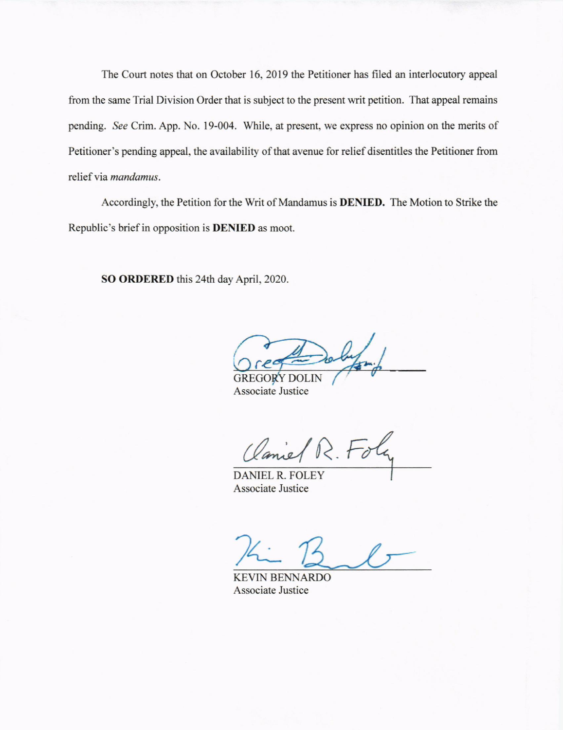The Court notes that on October 16, 2019 the Petitioner has filed an interlocutory appeal from the same Trial Division Order that is subject to the present writ petition. That appeal remains pending. *See* Crim. App. No. 19-004. While, at present, we express no opinion on the merits of Petitioner's pending appeal, the availability of that avenue for relief disentitles the Petitioner from relief via *mandamus*.

Accordingly, the Petition for the Writ of Mandamus is **DENIED.** The Motion to Strike the Republic's brief in opposition is **DENIED** as moot.

**SO ORDERED** this 24th day April, 2020.

GREGORY DOLIN
Associate Justice

DANIEL R. FOLEY
Associate Justice

KEVIN BENNARDO
Associate Justice